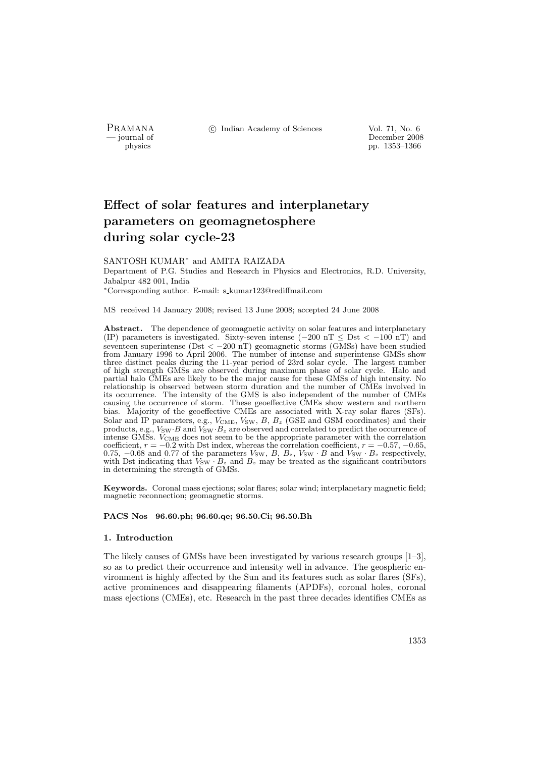# Effect of solar features and interplanetary parameters on geomagnetosphere during solar cycle-23

SANTOSH KUMAR* and AMITA RAIZADA

Department of P.G. Studies and Research in Physics and Electronics, R.D. University, Jabalpur 482 001, India

*Corresponding author. E-mail: s_kumar123@rediffmail.com

MS received 14 January 2008; revised 13 June 2008; accepted 24 June 2008

**Abstract.** The dependence of geomagnetic activity on solar features and interplanetary (IP) parameters is investigated. Sixty-seven intense ($-200$ nT $\leq$ Dst $< -100$ nT) and seventeen superintense (Dst $< -200$ nT) geomagnetic storms (GMSs) have been studied from January 1996 to April 2006. The number of intense and superintense GMSs show three distinct peaks during the 11-year period of 23rd solar cycle. The largest number of high strength GMSs are observed during maximum phase of solar cycle. Halo and partial halo CMEs are likely to be the major cause for these GMSs of high intensity. No relationship is observed between storm duration and the number of CMEs involved in its occurrence. The intensity of the GMS is also independent of the number of CMEs causing the occurrence of storm. These geoeffective CMEs show western and northern bias. Majority of the geoeffective CMEs are associated with X-ray solar flares (SFs). Solar and IP parameters, e.g., $V_{\rm CME}$, $V_{\rm SW}$, $B$, $B_z$ (GSE and GSM coordinates) and their products, e.g., $V_{\rm SW}\cdot B$ and $V_{\rm SW}\cdot B_z$ are observed and correlated to predict the occurrence of intense GMSs. $V_{\rm CME}$ does not seem to be the appropriate parameter with the correlation coefficient, $r = -0.2$ with Dst index, whereas the correlation coefficient, $r = -0.57$, $-0.65$, $0.75$, $-0.68$ and $0.77$ of the parameters $V_{\rm SW}$, $B$, $B_z$, $V_{\rm SW}\cdot B$ and $V_{\rm SW}\cdot B_z$ respectively, with Dst indicating that $V_{\rm SW}\cdot B_z$ and $B_z$ may be treated as the significant contributors in determining the strength of GMSs.

**Keywords.** Coronal mass ejections; solar flares; solar wind; interplanetary magnetic field; magnetic reconnection; geomagnetic storms.

**PACS Nos 96.60.ph; 96.60.qe; 96.50.Ci; 96.50.Bh**

## 1. Introduction

The likely causes of GMSs have been investigated by various research groups [1–3], so as to predict their occurrence and intensity well in advance. The geospheric environment is highly affected by the Sun and its features such as solar flares (SFs), active prominences and disappearing filaments (APDFs), coronal holes, coronal mass ejections (CMEs), etc. Research in the past three decades identifies CMEs as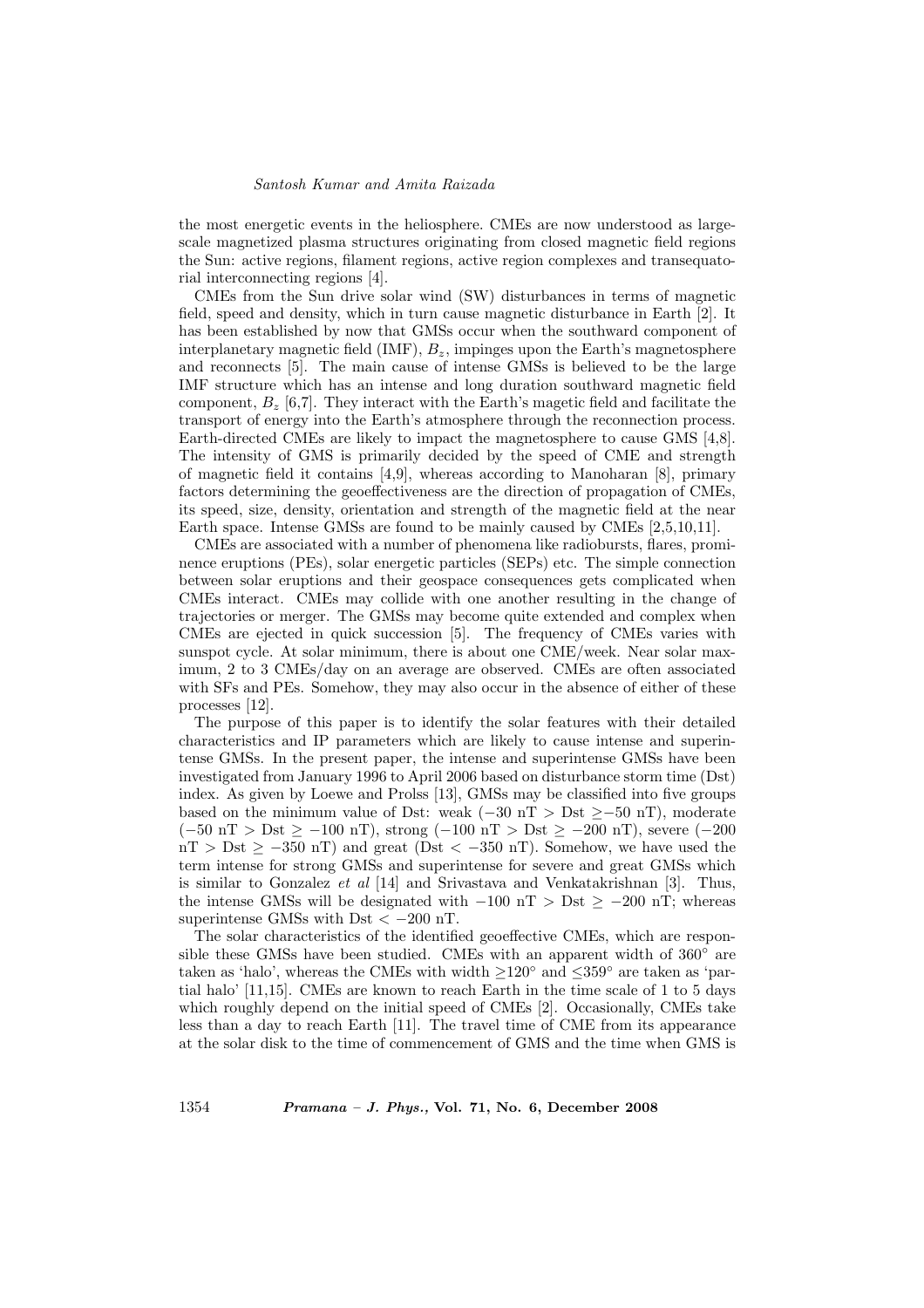the most energetic events in the heliosphere. CMEs are now understood as large-scale magnetized plasma structures originating from closed magnetic field regions the Sun: active regions, filament regions, active region complexes and transequatorial interconnecting regions [4].

CMEs from the Sun drive solar wind (SW) disturbances in terms of magnetic field, speed and density, which in turn cause magnetic disturbance in Earth [2]. It has been established by now that GMSs occur when the southward component of interplanetary magnetic field (IMF), $B_z$, impinges upon the Earth's magnetosphere and reconnects [5]. The main cause of intense GMSs is believed to be the large IMF structure which has an intense and long duration southward magnetic field component, $B_z$ [6,7]. They interact with the Earth's magetic field and facilitate the transport of energy into the Earth's atmosphere through the reconnection process. Earth-directed CMEs are likely to impact the magnetosphere to cause GMS [4,8]. The intensity of GMS is primarily decided by the speed of CME and strength of magnetic field it contains [4,9], whereas according to Manoharan [8], primary factors determining the geoeffectiveness are the direction of propagation of CMEs, its speed, size, density, orientation and strength of the magnetic field at the near Earth space. Intense GMSs are found to be mainly caused by CMEs [2,5,10,11].

CMEs are associated with a number of phenomena like radiobursts, flares, prominence eruptions (PEs), solar energetic particles (SEPs) etc. The simple connection between solar eruptions and their geospace consequences gets complicated when CMEs interact. CMEs may collide with one another resulting in the change of trajectories or merger. The GMSs may become quite extended and complex when CMEs are ejected in quick succession [5]. The frequency of CMEs varies with sunspot cycle. At solar minimum, there is about one CME/week. Near solar maximum, 2 to 3 CMEs/day on an average are observed. CMEs are often associated with SFs and PEs. Somehow, they may also occur in the absence of either of these processes [12].

The purpose of this paper is to identify the solar features with their detailed characteristics and IP parameters which are likely to cause intense and superintense GMSs. In the present paper, the intense and superintense GMSs have been investigated from January 1996 to April 2006 based on disturbance storm time (Dst) index. As given by Loewe and Prolss [13], GMSs may be classified into five groups based on the minimum value of Dst: weak ($-30$ nT > Dst $\geq -50$ nT), moderate ($-50$ nT > Dst $\geq -100$ nT), strong ($-100$ nT > Dst $\geq -200$ nT), severe ($-200$ nT > Dst $\geq -350$ nT) and great (Dst $< -350$ nT). Somehow, we have used the term intense for strong GMSs and superintense for severe and great GMSs which is similar to Gonzalez *et al* [14] and Srivastava and Venkatakrishnan [3]. Thus, the intense GMSs will be designated with $-100$ nT > Dst $\geq -200$ nT; whereas superintense GMSs with Dst $< -200$ nT.

The solar characteristics of the identified geoeffective CMEs, which are responsible these GMSs have been studied. CMEs with an apparent width of 360° are taken as 'halo', whereas the CMEs with width $\geq$120° and $\leq$359° are taken as 'partial halo' [11,15]. CMEs are known to reach Earth in the time scale of 1 to 5 days which roughly depend on the initial speed of CMEs [2]. Occasionally, CMEs take less than a day to reach Earth [11]. The travel time of CME from its appearance at the solar disk to the time of commencement of GMS and the time when GMS is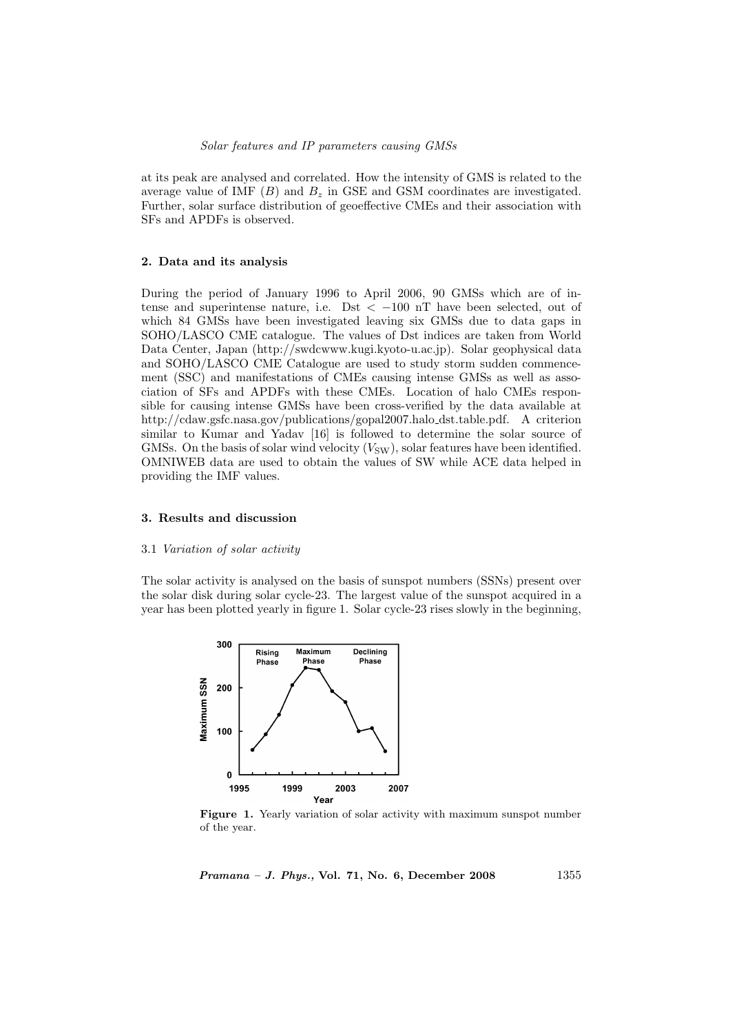at its peak are analysed and correlated. How the intensity of GMS is related to the average value of IMF ($B$) and $B_z$ in GSE and GSM coordinates are investigated. Further, solar surface distribution of geoeffective CMEs and their association with SFs and APDFs is observed.

## 2. Data and its analysis

During the period of January 1996 to April 2006, 90 GMSs which are of intense and superintense nature, i.e. Dst $< -100$ nT have been selected, out of which 84 GMSs have been investigated leaving six GMSs due to data gaps in SOHO/LASCO CME catalogue. The values of Dst indices are taken from World Data Center, Japan (http://swdcwww.kugi.kyoto-u.ac.jp). Solar geophysical data and SOHO/LASCO CME Catalogue are used to study storm sudden commencement (SSC) and manifestations of CMEs causing intense GMSs as well as association of SFs and APDFs with these CMEs. Location of halo CMEs responsible for causing intense GMSs have been cross-verified by the data available at http://cdaw.gsfc.nasa.gov/publications/gopal2007.halo_dst.table.pdf. A criterion similar to Kumar and Yadav [16] is followed to determine the solar source of GMSs. On the basis of solar wind velocity ($V_{SW}$), solar features have been identified. OMNIWEB data are used to obtain the values of SW while ACE data helped in providing the IMF values.

## 3. Results and discussion

### 3.1 *Variation of solar activity*

The solar activity is analysed on the basis of sunspot numbers (SSNs) present over the solar disk during solar cycle-23. The largest value of the sunspot acquired in a year has been plotted yearly in figure 1. Solar cycle-23 rises slowly in the beginning,

**Figure 1.** Yearly variation of solar activity with maximum sunspot number of the year.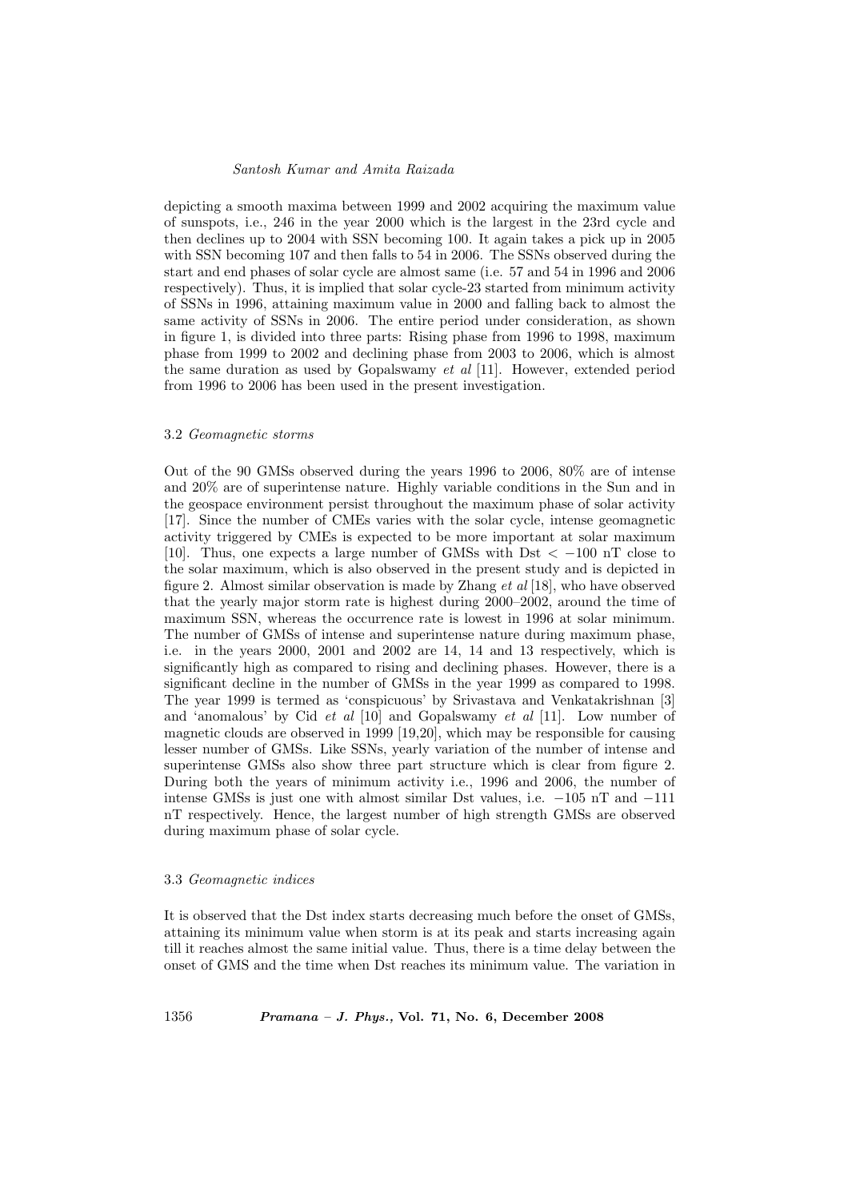depicting a smooth maxima between 1999 and 2002 acquiring the maximum value of sunspots, i.e., 246 in the year 2000 which is the largest in the 23rd cycle and then declines up to 2004 with SSN becoming 100. It again takes a pick up in 2005 with SSN becoming 107 and then falls to 54 in 2006. The SSNs observed during the start and end phases of solar cycle are almost same (i.e. 57 and 54 in 1996 and 2006 respectively). Thus, it is implied that solar cycle-23 started from minimum activity of SSNs in 1996, attaining maximum value in 2000 and falling back to almost the same activity of SSNs in 2006. The entire period under consideration, as shown in figure 1, is divided into three parts: Rising phase from 1996 to 1998, maximum phase from 1999 to 2002 and declining phase from 2003 to 2006, which is almost the same duration as used by Gopalswamy *et al* [11]. However, extended period from 1996 to 2006 has been used in the present investigation.

### 3.2 *Geomagnetic storms*

Out of the 90 GMSs observed during the years 1996 to 2006, 80% are of intense and 20% are of superintense nature. Highly variable conditions in the Sun and in the geospace environment persist throughout the maximum phase of solar activity [17]. Since the number of CMEs varies with the solar cycle, intense geomagnetic activity triggered by CMEs is expected to be more important at solar maximum [10]. Thus, one expects a large number of GMSs with Dst $< -100$ nT close to the solar maximum, which is also observed in the present study and is depicted in figure 2. Almost similar observation is made by Zhang *et al* [18], who have observed that the yearly major storm rate is highest during 2000–2002, around the time of maximum SSN, whereas the occurrence rate is lowest in 1996 at solar minimum. The number of GMSs of intense and superintense nature during maximum phase, i.e. in the years 2000, 2001 and 2002 are 14, 14 and 13 respectively, which is significantly high as compared to rising and declining phases. However, there is a significant decline in the number of GMSs in the year 1999 as compared to 1998. The year 1999 is termed as 'conspicuous' by Srivastava and Venkatakrishnan [3] and 'anomalous' by Cid *et al* [10] and Gopalswamy *et al* [11]. Low number of magnetic clouds are observed in 1999 [19,20], which may be responsible for causing lesser number of GMSs. Like SSNs, yearly variation of the number of intense and superintense GMSs also show three part structure which is clear from figure 2. During both the years of minimum activity i.e., 1996 and 2006, the number of intense GMSs is just one with almost similar Dst values, i.e. $-105$ nT and $-111$ nT respectively. Hence, the largest number of high strength GMSs are observed during maximum phase of solar cycle.

### 3.3 *Geomagnetic indices*

It is observed that the Dst index starts decreasing much before the onset of GMSs, attaining its minimum value when storm is at its peak and starts increasing again till it reaches almost the same initial value. Thus, there is a time delay between the onset of GMS and the time when Dst reaches its minimum value. The variation in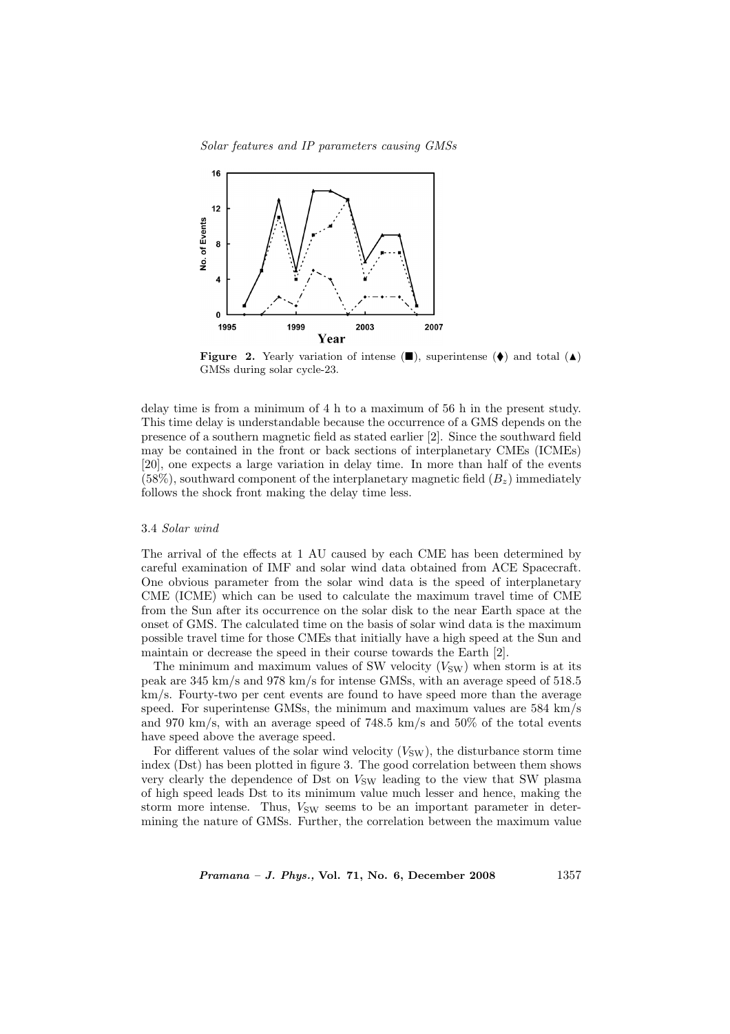Figure 2. Yearly variation of intense (■), superintense (♦) and total (▲) GMSs during solar cycle-23.

delay time is from a minimum of 4 h to a maximum of 56 h in the present study. This time delay is understandable because the occurrence of a GMS depends on the presence of a southern magnetic field as stated earlier [2]. Since the southward field may be contained in the front or back sections of interplanetary CMEs (ICMEs) [20], one expects a large variation in delay time. In more than half of the events (58%), southward component of the interplanetary magnetic field ($B_z$) immediately follows the shock front making the delay time less.

### 3.4 *Solar wind*

The arrival of the effects at 1 AU caused by each CME has been determined by careful examination of IMF and solar wind data obtained from ACE Spacecraft. One obvious parameter from the solar wind data is the speed of interplanetary CME (ICME) which can be used to calculate the maximum travel time of CME from the Sun after its occurrence on the solar disk to the near Earth space at the onset of GMS. The calculated time on the basis of solar wind data is the maximum possible travel time for those CMEs that initially have a high speed at the Sun and maintain or decrease the speed in their course towards the Earth [2].

The minimum and maximum values of SW velocity ($V_{\mathrm{SW}}$) when storm is at its peak are 345 km/s and 978 km/s for intense GMSs, with an average speed of 518.5 km/s. Fourty-two per cent events are found to have speed more than the average speed. For superintense GMSs, the minimum and maximum values are 584 km/s and 970 km/s, with an average speed of 748.5 km/s and 50% of the total events have speed above the average speed.

For different values of the solar wind velocity ($V_{\mathrm{SW}}$), the disturbance storm time index (Dst) has been plotted in figure 3. The good correlation between them shows very clearly the dependence of Dst on $V_{\mathrm{SW}}$ leading to the view that SW plasma of high speed leads Dst to its minimum value much lesser and hence, making the storm more intense. Thus, $V_{\mathrm{SW}}$ seems to be an important parameter in determining the nature of GMSs. Further, the correlation between the maximum value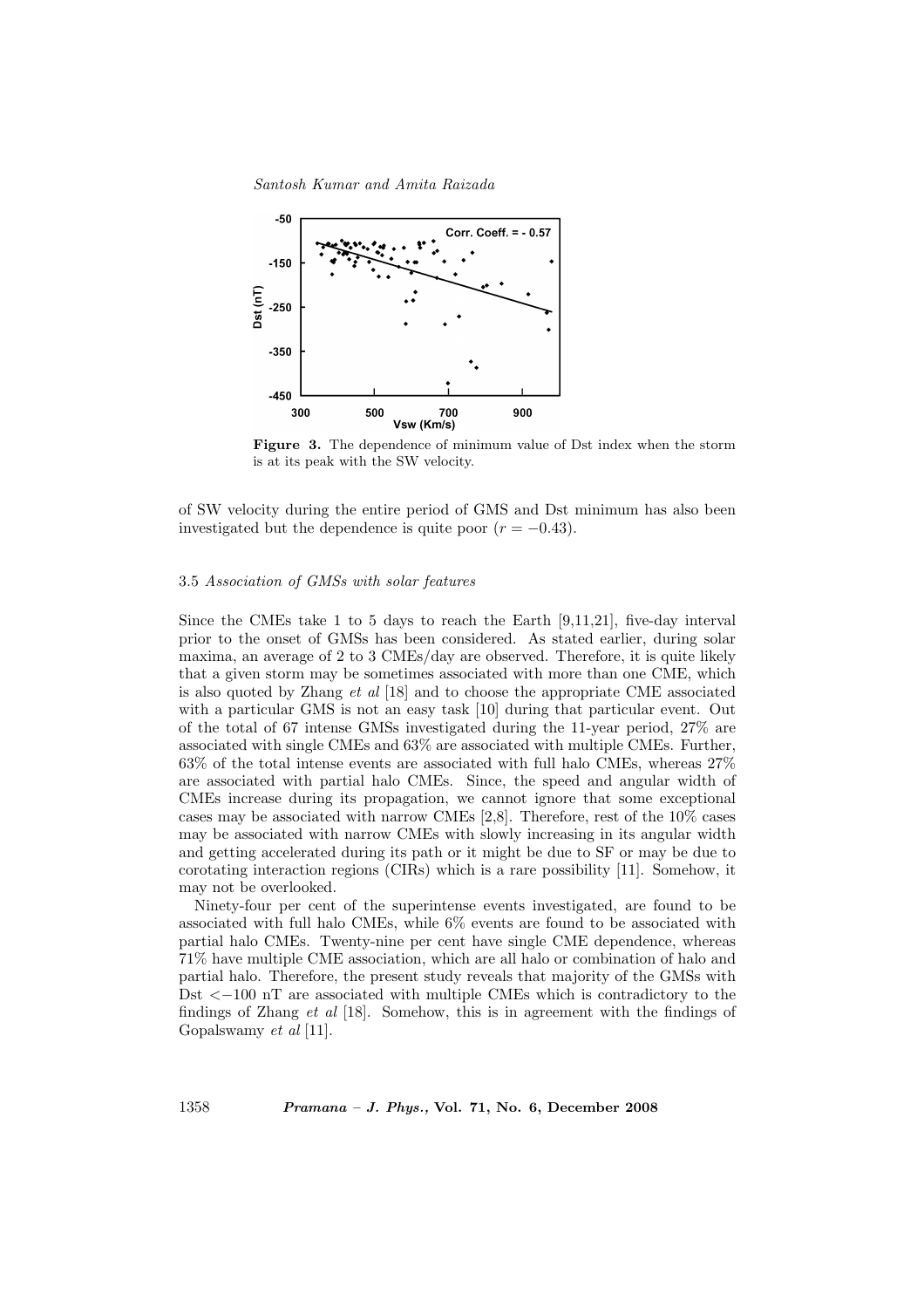**Figure 3.** The dependence of minimum value of Dst index when the storm is at its peak with the SW velocity.

of SW velocity during the entire period of GMS and Dst minimum has also been investigated but the dependence is quite poor ($r = -0.43$).

### 3.5 *Association of GMSs with solar features*

Since the CMEs take 1 to 5 days to reach the Earth [9,11,21], five-day interval prior to the onset of GMSs has been considered. As stated earlier, during solar maxima, an average of 2 to 3 CMEs/day are observed. Therefore, it is quite likely that a given storm may be sometimes associated with more than one CME, which is also quoted by Zhang *et al* [18] and to choose the appropriate CME associated with a particular GMS is not an easy task [10] during that particular event. Out of the total of 67 intense GMSs investigated during the 11-year period, 27% are associated with single CMEs and 63% are associated with multiple CMEs. Further, 63% of the total intense events are associated with full halo CMEs, whereas 27% are associated with partial halo CMEs. Since, the speed and angular width of CMEs increase during its propagation, we cannot ignore that some exceptional cases may be associated with narrow CMEs [2,8]. Therefore, rest of the 10% cases may be associated with narrow CMEs with slowly increasing in its angular width and getting accelerated during its path or it might be due to SF or may be due to corotating interaction regions (CIRs) which is a rare possibility [11]. Somehow, it may not be overlooked.

Ninety-four per cent of the superintense events investigated, are found to be associated with full halo CMEs, while 6% events are found to be associated with partial halo CMEs. Twenty-nine per cent have single CME dependence, whereas 71% have multiple CME association, which are all halo or combination of halo and partial halo. Therefore, the present study reveals that majority of the GMSs with Dst $<-100$ nT are associated with multiple CMEs which is contradictory to the findings of Zhang *et al* [18]. Somehow, this is in agreement with the findings of Gopalswamy *et al* [11].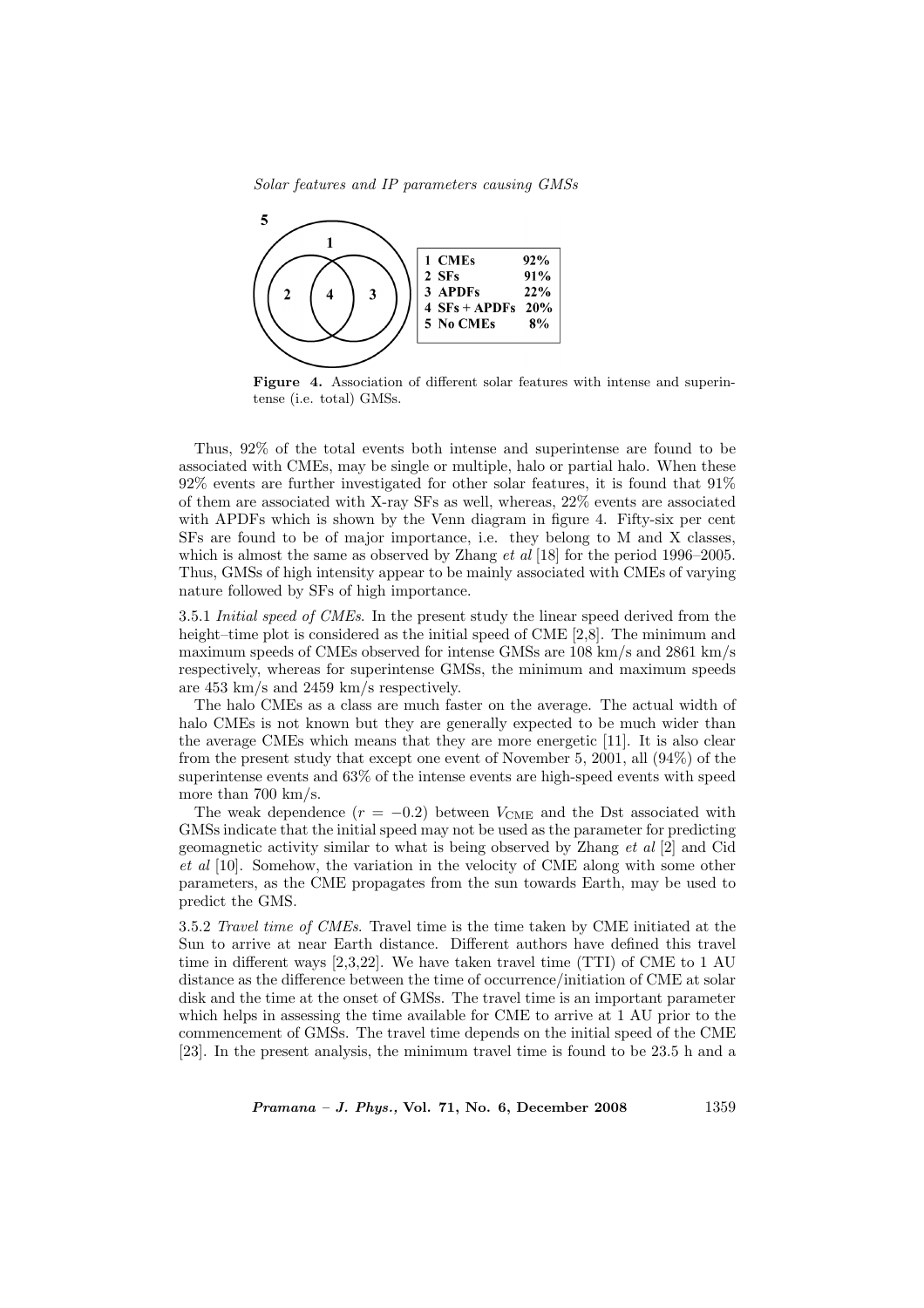| 1 | CMEs | 92% |
|---|---|---|
| 2 | SFs | 91% |
| 3 | APDFs | 22% |
| 4 | SFs + APDFs | 20% |
| 5 | No CMEs | 8% |

**Figure 4.** Association of different solar features with intense and superintense (i.e. total) GMSs.

Thus, 92% of the total events both intense and superintense are found to be associated with CMEs, may be single or multiple, halo or partial halo. When these 92% events are further investigated for other solar features, it is found that 91% of them are associated with X-ray SFs as well, whereas, 22% events are associated with APDFs which is shown by the Venn diagram in figure 4. Fifty-six per cent SFs are found to be of major importance, i.e. they belong to M and X classes, which is almost the same as observed by Zhang *et al* [18] for the period 1996–2005. Thus, GMSs of high intensity appear to be mainly associated with CMEs of varying nature followed by SFs of high importance.

3.5.1 *Initial speed of CMEs*. In the present study the linear speed derived from the height–time plot is considered as the initial speed of CME [2,8]. The minimum and maximum speeds of CMEs observed for intense GMSs are 108 km/s and 2861 km/s respectively, whereas for superintense GMSs, the minimum and maximum speeds are 453 km/s and 2459 km/s respectively.

The halo CMEs as a class are much faster on the average. The actual width of halo CMEs is not known but they are generally expected to be much wider than the average CMEs which means that they are more energetic [11]. It is also clear from the present study that except one event of November 5, 2001, all (94%) of the superintense events and 63% of the intense events are high-speed events with speed more than 700 km/s.

The weak dependence ($r = -0.2$) between $V_{\text{CME}}$ and the Dst associated with GMSs indicate that the initial speed may not be used as the parameter for predicting geomagnetic activity similar to what is being observed by Zhang *et al* [2] and Cid *et al* [10]. Somehow, the variation in the velocity of CME along with some other parameters, as the CME propagates from the sun towards Earth, may be used to predict the GMS.

3.5.2 *Travel time of CMEs*. Travel time is the time taken by CME initiated at the Sun to arrive at near Earth distance. Different authors have defined this travel time in different ways [2,3,22]. We have taken travel time (TTI) of CME to 1 AU distance as the difference between the time of occurrence/initiation of CME at solar disk and the time at the onset of GMSs. The travel time is an important parameter which helps in assessing the time available for CME to arrive at 1 AU prior to the commencement of GMSs. The travel time depends on the initial speed of the CME [23]. In the present analysis, the minimum travel time is found to be 23.5 h and a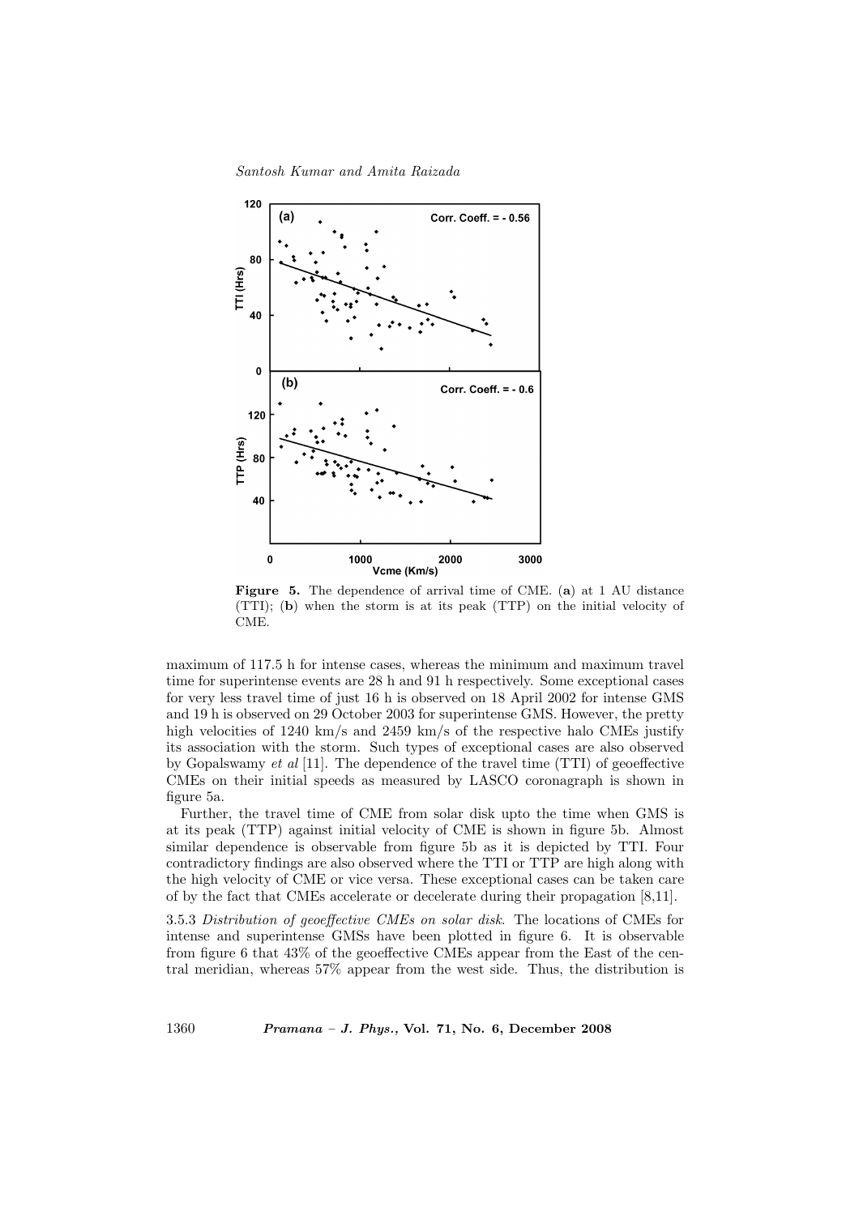**Figure 5.** The dependence of arrival time of CME. (**a**) at 1 AU distance (TTI); (**b**) when the storm is at its peak (TTP) on the initial velocity of CME.

maximum of 117.5 h for intense cases, whereas the minimum and maximum travel time for superintense events are 28 h and 91 h respectively. Some exceptional cases for very less travel time of just 16 h is observed on 18 April 2002 for intense GMS and 19 h is observed on 29 October 2003 for superintense GMS. However, the pretty high velocities of 1240 km/s and 2459 km/s of the respective halo CMEs justify its association with the storm. Such types of exceptional cases are also observed by Gopalswamy *et al* [11]. The dependence of the travel time (TTI) of geoeffective CMEs on their initial speeds as measured by LASCO coronagraph is shown in figure 5a.

Further, the travel time of CME from solar disk upto the time when GMS is at its peak (TTP) against initial velocity of CME is shown in figure 5b. Almost similar dependence is observable from figure 5b as it is depicted by TTI. Four contradictory findings are also observed where the TTI or TTP are high along with the high velocity of CME or vice versa. These exceptional cases can be taken care of by the fact that CMEs accelerate or decelerate during their propagation [8,11].

3.5.3 *Distribution of geoeffective CMEs on solar disk*. The locations of CMEs for intense and superintense GMSs have been plotted in figure 6. It is observable from figure 6 that 43% of the geoeffective CMEs appear from the East of the central meridian, whereas 57% appear from the west side. Thus, the distribution is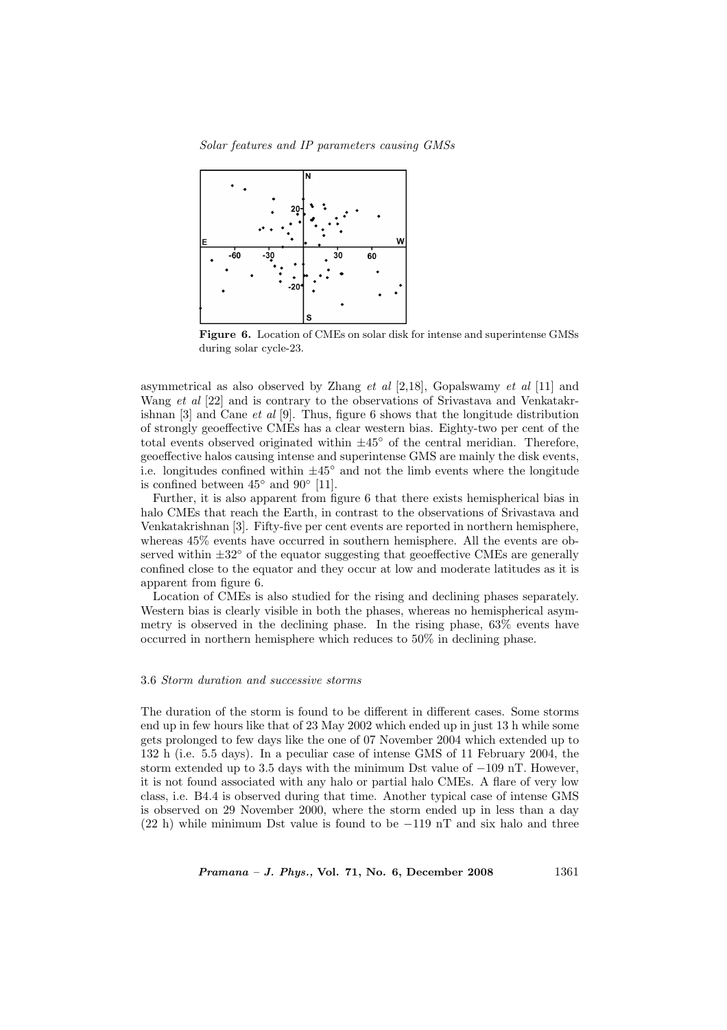**Figure 6.** Location of CMEs on solar disk for intense and superintense GMSs during solar cycle-23.

asymmetrical as also observed by Zhang *et al* [2,18], Gopalswamy *et al* [11] and Wang *et al* [22] and is contrary to the observations of Srivastava and Venkatakrishnan [3] and Cane *et al* [9]. Thus, figure 6 shows that the longitude distribution of strongly geoeffective CMEs has a clear western bias. Eighty-two per cent of the total events observed originated within $\pm 45^{\circ}$ of the central meridian. Therefore, geoeffective halos causing intense and superintense GMS are mainly the disk events, i.e. longitudes confined within $\pm 45^{\circ}$ and not the limb events where the longitude is confined between $45^{\circ}$ and $90^{\circ}$ [11].

Further, it is also apparent from figure 6 that there exists hemispherical bias in halo CMEs that reach the Earth, in contrast to the observations of Srivastava and Venkatakrishnan [3]. Fifty-five per cent events are reported in northern hemisphere, whereas 45% events have occurred in southern hemisphere. All the events are observed within $\pm 32^{\circ}$ of the equator suggesting that geoeffective CMEs are generally confined close to the equator and they occur at low and moderate latitudes as it is apparent from figure 6.

Location of CMEs is also studied for the rising and declining phases separately. Western bias is clearly visible in both the phases, whereas no hemispherical asymmetry is observed in the declining phase. In the rising phase, 63% events have occurred in northern hemisphere which reduces to 50% in declining phase.

### 3.6 *Storm duration and successive storms*

The duration of the storm is found to be different in different cases. Some storms end up in few hours like that of 23 May 2002 which ended up in just 13 h while some gets prolonged to few days like the one of 07 November 2004 which extended up to 132 h (i.e. 5.5 days). In a peculiar case of intense GMS of 11 February 2004, the storm extended up to 3.5 days with the minimum Dst value of −109 nT. However, it is not found associated with any halo or partial halo CMEs. A flare of very low class, i.e. B4.4 is observed during that time. Another typical case of intense GMS is observed on 29 November 2000, where the storm ended up in less than a day (22 h) while minimum Dst value is found to be −119 nT and six halo and three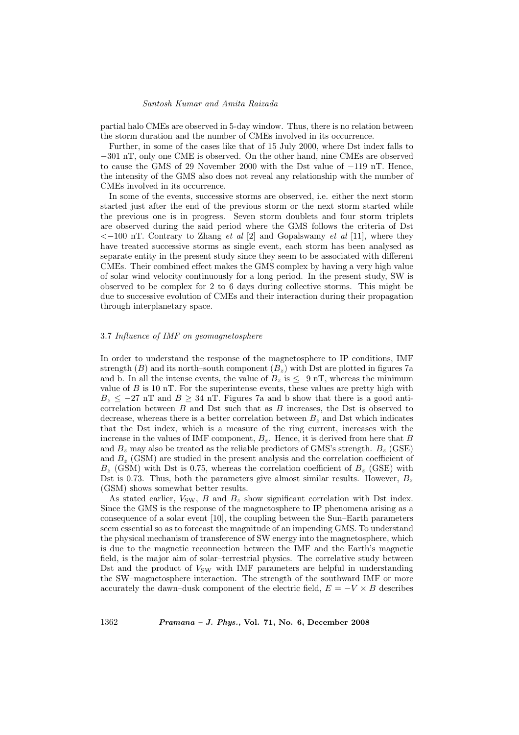partial halo CMEs are observed in 5-day window. Thus, there is no relation between the storm duration and the number of CMEs involved in its occurrence.

Further, in some of the cases like that of 15 July 2000, where Dst index falls to $-301$ nT, only one CME is observed. On the other hand, nine CMEs are observed to cause the GMS of 29 November 2000 with the Dst value of $-119$ nT. Hence, the intensity of the GMS also does not reveal any relationship with the number of CMEs involved in its occurrence.

In some of the events, successive storms are observed, i.e. either the next storm started just after the end of the previous storm or the next storm started while the previous one is in progress. Seven storm doublets and four storm triplets are observed during the said period where the GMS follows the criteria of Dst $<-100$ nT. Contrary to Zhang *et al* [2] and Gopalswamy *et al* [11], where they have treated successive storms as single event, each storm has been analysed as separate entity in the present study since they seem to be associated with different CMEs. Their combined effect makes the GMS complex by having a very high value of solar wind velocity continuously for a long period. In the present study, SW is observed to be complex for 2 to 6 days during collective storms. This might be due to successive evolution of CMEs and their interaction during their propagation through interplanetary space.

### 3.7 *Influence of IMF on geomagnetosphere*

In order to understand the response of the magnetosphere to IP conditions, IMF strength ($B$) and its north–south component ($B_z$) with Dst are plotted in figures 7a and b. In all the intense events, the value of $B_z$ is $\leq -9$ nT, whereas the minimum value of $B$ is 10 nT. For the superintense events, these values are pretty high with $B_z \leq -27$ nT and $B \geq 34$ nT. Figures 7a and b show that there is a good anti-correlation between $B$ and Dst such that as $B$ increases, the Dst is observed to decrease, whereas there is a better correlation between $B_z$ and Dst which indicates that the Dst index, which is a measure of the ring current, increases with the increase in the values of IMF component, $B_z$. Hence, it is derived from here that $B$ and $B_z$ may also be treated as the reliable predictors of GMS's strength. $B_z$ (GSE) and $B_z$ (GSM) are studied in the present analysis and the correlation coefficient of $B_z$ (GSM) with Dst is 0.75, whereas the correlation coefficient of $B_z$ (GSE) with Dst is 0.73. Thus, both the parameters give almost similar results. However, $B_z$ (GSM) shows somewhat better results.

As stated earlier, $V_{\mathrm{SW}}$, $B$ and $B_z$ show significant correlation with Dst index. Since the GMS is the response of the magnetosphere to IP phenomena arising as a consequence of a solar event [10], the coupling between the Sun–Earth parameters seem essential so as to forecast the magnitude of an impending GMS. To understand the physical mechanism of transference of SW energy into the magnetosphere, which is due to the magnetic reconnection between the IMF and the Earth's magnetic field, is the major aim of solar–terrestrial physics. The correlative study between Dst and the product of $V_{\mathrm{SW}}$ with IMF parameters are helpful in understanding the SW–magnetosphere interaction. The strength of the southward IMF or more accurately the dawn–dusk component of the electric field, $E = -V \times B$ describes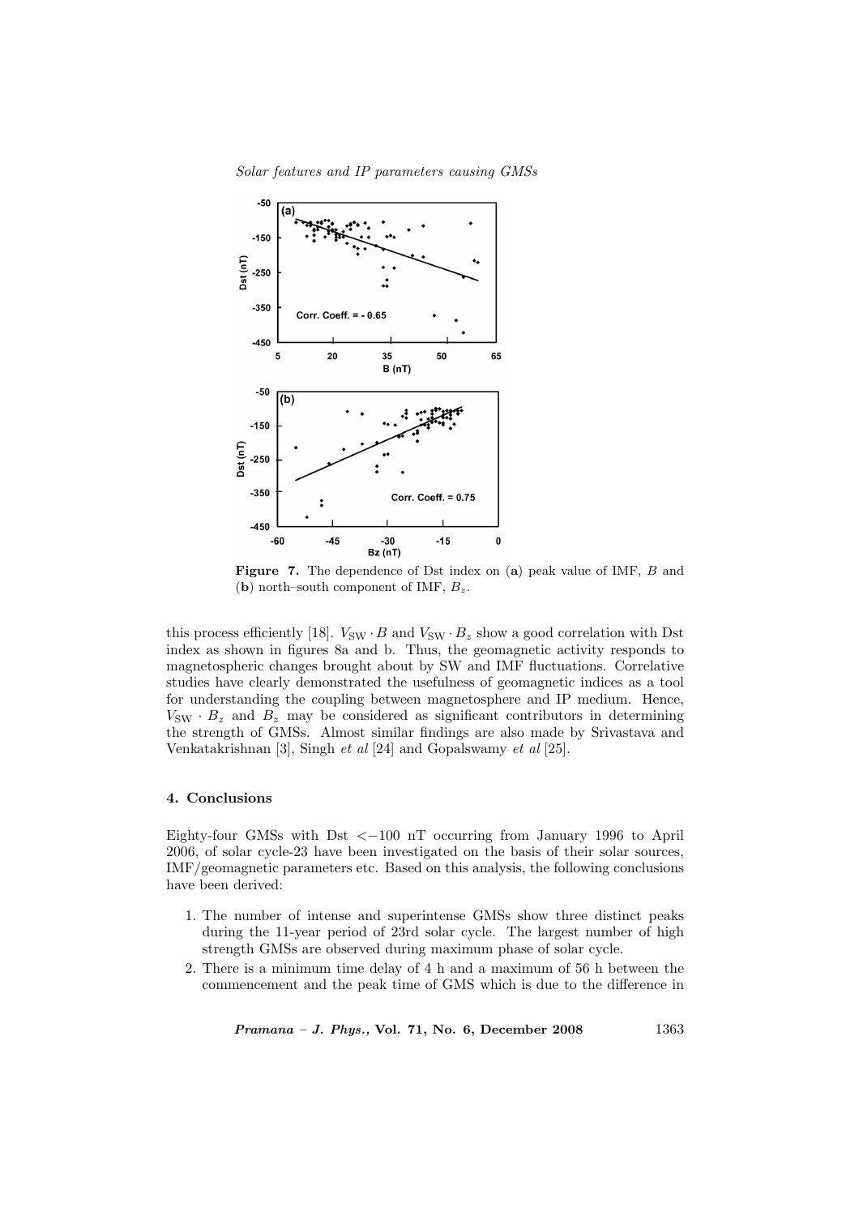**Figure 7.** The dependence of Dst index on (**a**) peak value of IMF, $B$ and (**b**) north–south component of IMF, $B_z$.

this process efficiently [18]. $V_{SW} \cdot B$ and $V_{SW} \cdot B_z$ show a good correlation with Dst index as shown in figures 8a and b. Thus, the geomagnetic activity responds to magnetospheric changes brought about by SW and IMF fluctuations. Correlative studies have clearly demonstrated the usefulness of geomagnetic indices as a tool for understanding the coupling between magnetosphere and IP medium. Hence, $V_{SW} \cdot B_z$ and $B_z$ may be considered as significant contributors in determining the strength of GMSs. Almost similar findings are also made by Srivastava and Venkatakrishnan [3], Singh *et al* [24] and Gopalswamy *et al* [25].

## 4. Conclusions

Eighty-four GMSs with Dst $< -100$ nT occurring from January 1996 to April 2006, of solar cycle-23 have been investigated on the basis of their solar sources, IMF/geomagnetic parameters etc. Based on this analysis, the following conclusions have been derived:

1. The number of intense and superintense GMSs show three distinct peaks during the 11-year period of 23rd solar cycle. The largest number of high strength GMSs are observed during maximum phase of solar cycle.
2. There is a minimum time delay of 4 h and a maximum of 56 h between the commencement and the peak time of GMS which is due to the difference in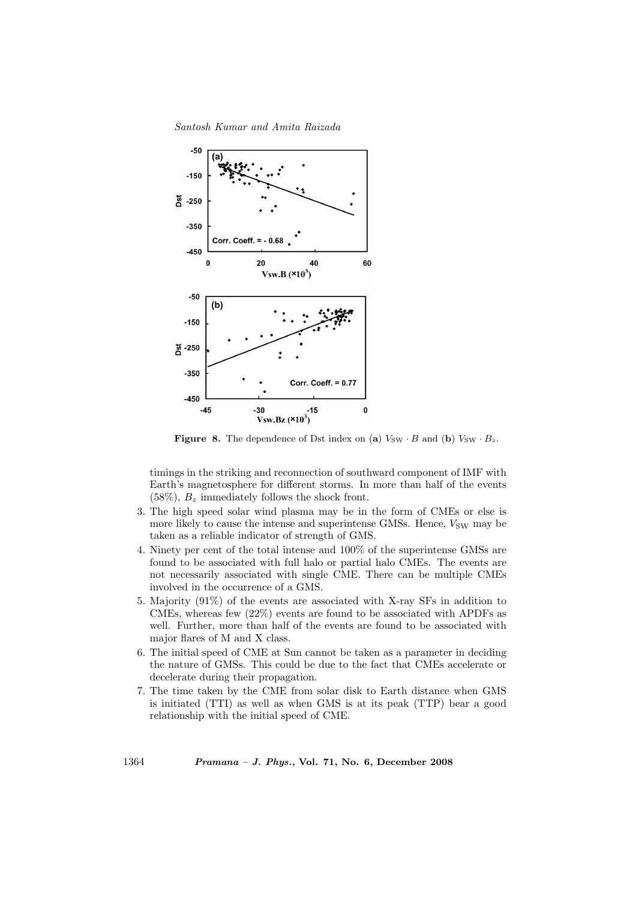**Figure 8.** The dependence of Dst index on (**a**) $V_{\rm SW} \cdot B$ and (**b**) $V_{\rm SW} \cdot B_z$.

timings in the striking and reconnection of southward component of IMF with Earth's magnetosphere for different storms. In more than half of the events (58%), $B_z$ immediately follows the shock front.

3. The high speed solar wind plasma may be in the form of CMEs or else is more likely to cause the intense and superintense GMSs. Hence, $V_{\rm SW}$ may be taken as a reliable indicator of strength of GMS.
4. Ninety per cent of the total intense and 100% of the superintense GMSs are found to be associated with full halo or partial halo CMEs. The events are not necessarily associated with single CME. There can be multiple CMEs involved in the occurrence of a GMS.
5. Majority (91%) of the events are associated with X-ray SFs in addition to CMEs, whereas few (22%) events are found to be associated with APDFs as well. Further, more than half of the events are found to be associated with major flares of M and X class.
6. The initial speed of CME at Sun cannot be taken as a parameter in deciding the nature of GMSs. This could be due to the fact that CMEs accelerate or decelerate during their propagation.
7. The time taken by the CME from solar disk to Earth distance when GMS is initiated (TTI) as well as when GMS is at its peak (TTP) bear a good relationship with the initial speed of CME.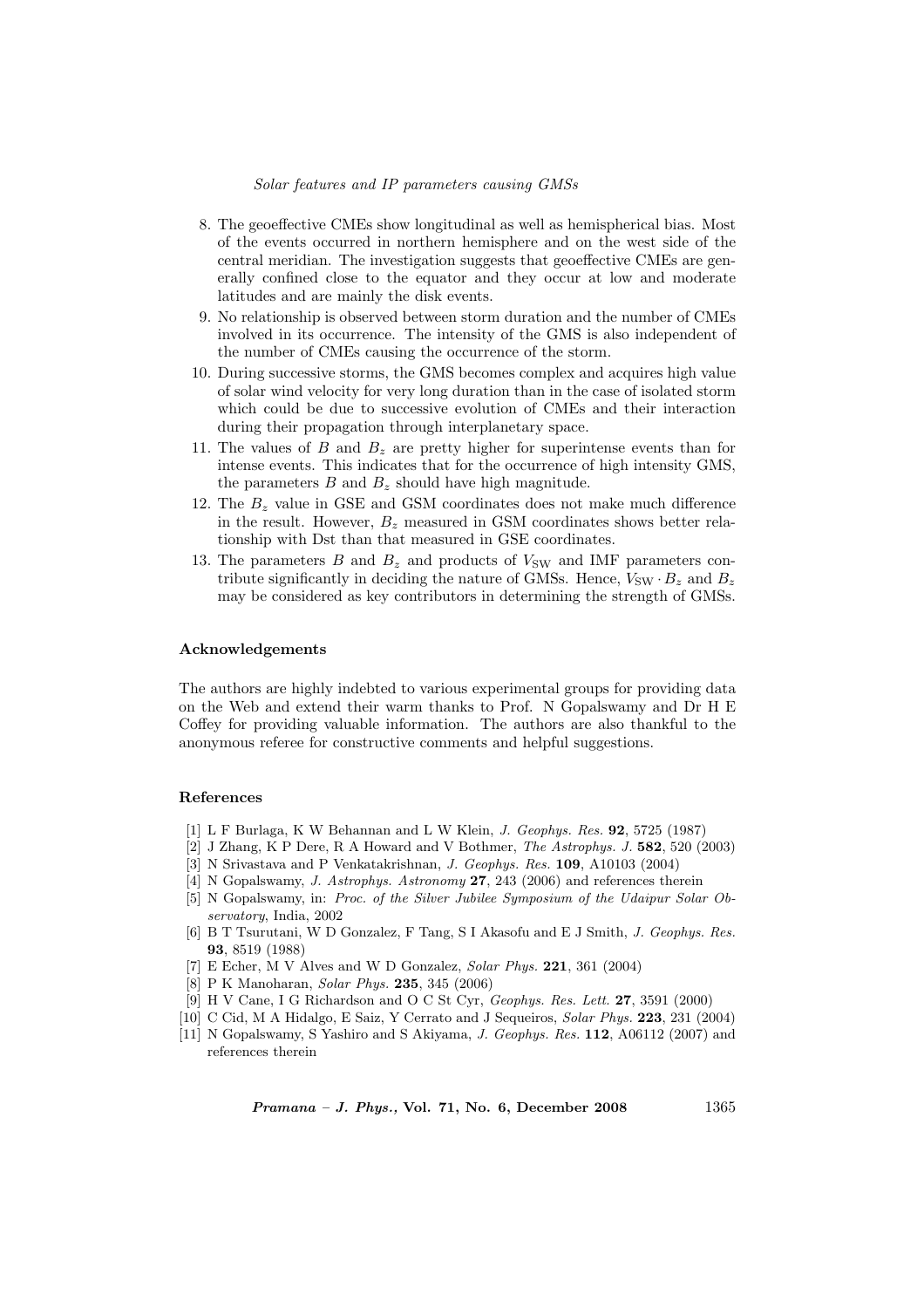8. The geoeffective CMEs show longitudinal as well as hemispherical bias. Most of the events occurred in northern hemisphere and on the west side of the central meridian. The investigation suggests that geoeffective CMEs are generally confined close to the equator and they occur at low and moderate latitudes and are mainly the disk events.
9. No relationship is observed between storm duration and the number of CMEs involved in its occurrence. The intensity of the GMS is also independent of the number of CMEs causing the occurrence of the storm.
10. During successive storms, the GMS becomes complex and acquires high value of solar wind velocity for very long duration than in the case of isolated storm which could be due to successive evolution of CMEs and their interaction during their propagation through interplanetary space.
11. The values of $B$ and $B_z$ are pretty higher for superintense events than for intense events. This indicates that for the occurrence of high intensity GMS, the parameters $B$ and $B_z$ should have high magnitude.
12. The $B_z$ value in GSE and GSM coordinates does not make much difference in the result. However, $B_z$ measured in GSM coordinates shows better relationship with Dst than that measured in GSE coordinates.
13. The parameters $B$ and $B_z$ and products of $V_{\mathrm{SW}}$ and IMF parameters contribute significantly in deciding the nature of GMSs. Hence, $V_{\mathrm{SW}} \cdot B_z$ and $B_z$ may be considered as key contributors in determining the strength of GMSs.

### Acknowledgements

The authors are highly indebted to various experimental groups for providing data on the Web and extend their warm thanks to Prof. N Gopalswamy and Dr H E Coffey for providing valuable information. The authors are also thankful to the anonymous referee for constructive comments and helpful suggestions.

### References

[1] L F Burlaga, K W Behannan and L W Klein, *J. Geophys. Res.* **92**, 5725 (1987)
[2] J Zhang, K P Dere, R A Howard and V Bothmer, *The Astrophys. J.* **582**, 520 (2003)
[3] N Srivastava and P Venkatakrishnan, *J. Geophys. Res.* **109**, A10103 (2004)
[4] N Gopalswamy, *J. Astrophys. Astronomy* **27**, 243 (2006) and references therein
[5] N Gopalswamy, in: *Proc. of the Silver Jubilee Symposium of the Udaipur Solar Observatory*, India, 2002
[6] B T Tsurutani, W D Gonzalez, F Tang, S I Akasofu and E J Smith, *J. Geophys. Res.* **93**, 8519 (1988)
[7] E Echer, M V Alves and W D Gonzalez, *Solar Phys.* **221**, 361 (2004)
[8] P K Manoharan, *Solar Phys.* **235**, 345 (2006)
[9] H V Cane, I G Richardson and O C St Cyr, *Geophys. Res. Lett.* **27**, 3591 (2000)
[10] C Cid, M A Hidalgo, E Saiz, Y Cerrato and J Sequeiros, *Solar Phys.* **223**, 231 (2004)
[11] N Gopalswamy, S Yashiro and S Akiyama, *J. Geophys. Res.* **112**, A06112 (2007) and references therein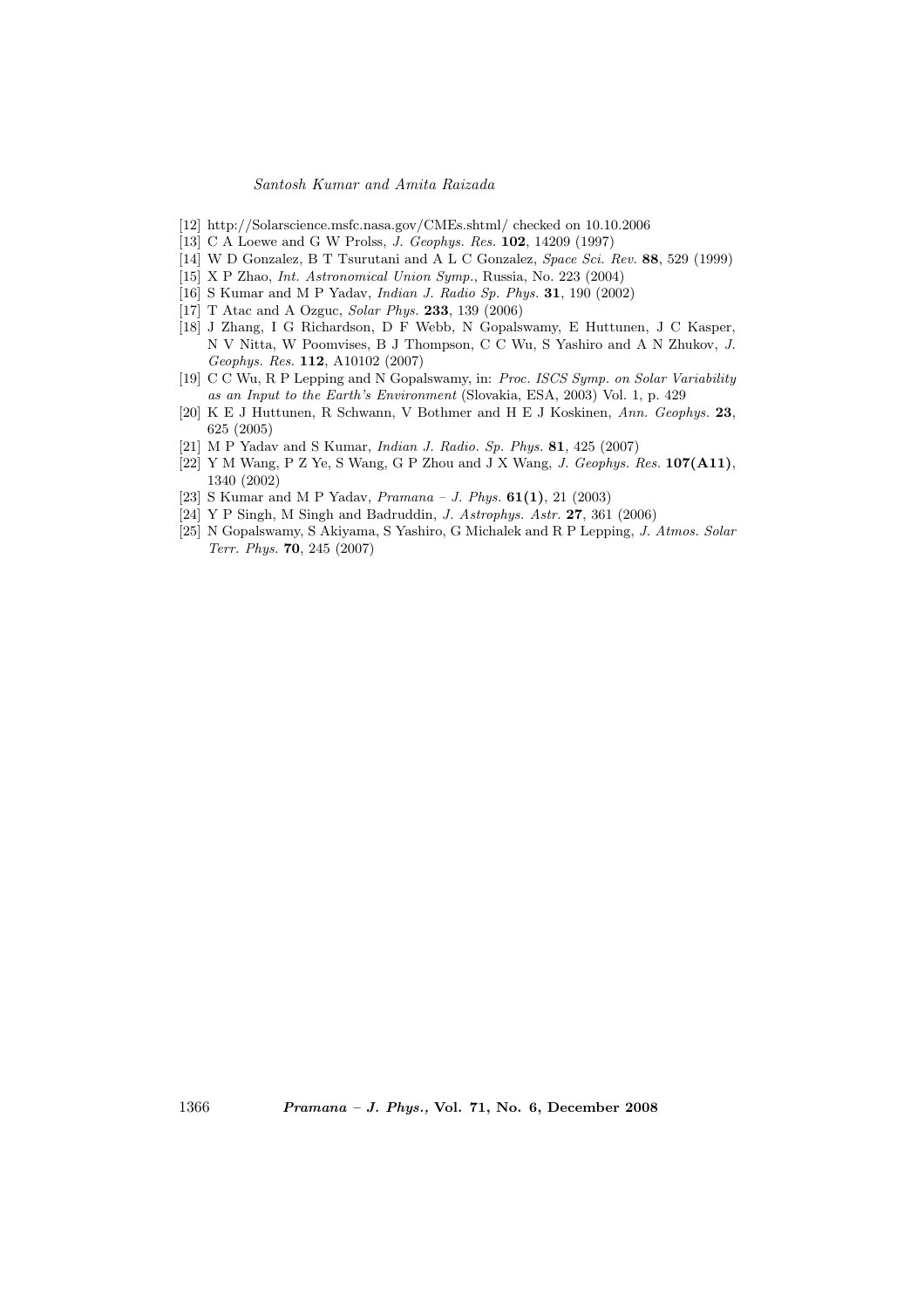[12] http://Solarscience.msfc.nasa.gov/CMEs.shtml/ checked on 10.10.2006

[13] C A Loewe and G W Prolss, *J. Geophys. Res.* **102**, 14209 (1997)

[14] W D Gonzalez, B T Tsurutani and A L C Gonzalez, *Space Sci. Rev.* **88**, 529 (1999)

[15] X P Zhao, *Int. Astronomical Union Symp.*, Russia, No. 223 (2004)

[16] S Kumar and M P Yadav, *Indian J. Radio Sp. Phys.* **31**, 190 (2002)

[17] T Atac and A Ozguc, *Solar Phys.* **233**, 139 (2006)

[18] J Zhang, I G Richardson, D F Webb, N Gopalswamy, E Huttunen, J C Kasper, N V Nitta, W Poomvises, B J Thompson, C C Wu, S Yashiro and A N Zhukov, *J. Geophys. Res.* **112**, A10102 (2007)

[19] C C Wu, R P Lepping and N Gopalswamy, in: *Proc. ISCS Symp. on Solar Variability as an Input to the Earth's Environment* (Slovakia, ESA, 2003) Vol. 1, p. 429

[20] K E J Huttunen, R Schwann, V Bothmer and H E J Koskinen, *Ann. Geophys.* **23**, 625 (2005)

[21] M P Yadav and S Kumar, *Indian J. Radio. Sp. Phys.* **81**, 425 (2007)

[22] Y M Wang, P Z Ye, S Wang, G P Zhou and J X Wang, *J. Geophys. Res.* **107(A11)**, 1340 (2002)

[23] S Kumar and M P Yadav, *Pramana – J. Phys.* **61(1)**, 21 (2003)

[24] Y P Singh, M Singh and Badruddin, *J. Astrophys. Astr.* **27**, 361 (2006)

[25] N Gopalswamy, S Akiyama, S Yashiro, G Michalek and R P Lepping, *J. Atmos. Solar Terr. Phys.* **70**, 245 (2007)